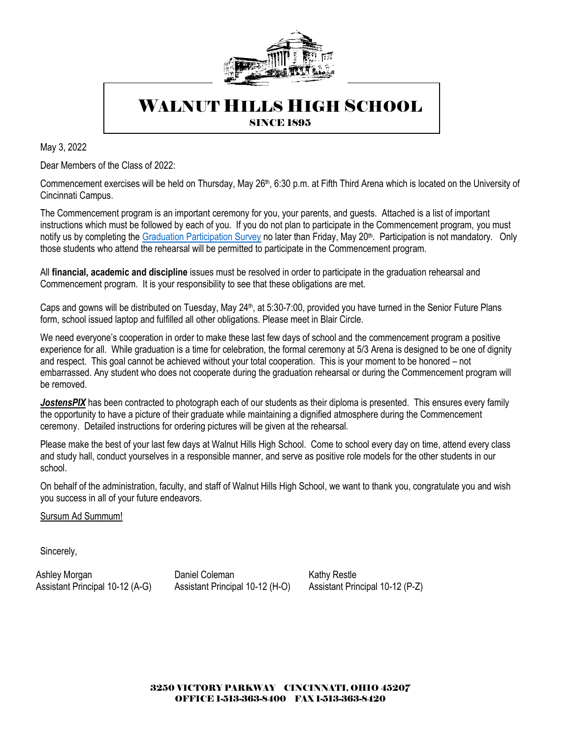# Walnut Hills High School

SINCE 1895

May 3, 2022

Dear Members of the Class of 2022:

Commencement exercises will be held on Thursday, May 26th, 6:30 p.m. at Fifth Third Arena which is located on the University of Cincinnati Campus.

The Commencement program is an important ceremony for you, your parents, and guests. Attached is a list of important instructions which must be followed by each of you. If you do not plan to participate in the Commencement program, you must notify us by completing the Graduation Participation Survey no later than Friday, May 20th. Participation is not mandatory. Only those students who attend the rehearsal will be permitted to participate in the Commencement program.

All **financial, academic and discipline** issues must be resolved in order to participate in the graduation rehearsal and Commencement program. It is your responsibility to see that these obligations are met.

Caps and gowns will be distributed on Tuesday, May 24th, at 5:30-7:00, provided you have turned in the Senior Future Plans form, school issued laptop and fulfilled all other obligations. Please meet in Blair Circle.

We need everyone's cooperation in order to make these last few days of school and the commencement program a positive experience for all. While graduation is a time for celebration, the formal ceremony at 5/3 Arena is designed to be one of dignity and respect. This goal cannot be achieved without your total cooperation. This is your moment to be honored – not embarrassed. Any student who does not cooperate during the graduation rehearsal or during the Commencement program will be removed.

***JostensPIX*** has been contracted to photograph each of our students as their diploma is presented. This ensures every family the opportunity to have a picture of their graduate while maintaining a dignified atmosphere during the Commencement ceremony. Detailed instructions for ordering pictures will be given at the rehearsal.

Please make the best of your last few days at Walnut Hills High School. Come to school every day on time, attend every class and study hall, conduct yourselves in a responsible manner, and serve as positive role models for the other students in our school.

On behalf of the administration, faculty, and staff of Walnut Hills High School, we want to thank you, congratulate you and wish you success in all of your future endeavors.

Sursum Ad Summum!

Sincerely,

Ashley Morgan
Assistant Principal 10-12 (A-G)

Daniel Coleman
Assistant Principal 10-12 (H-O)

Kathy Restle
Assistant Principal 10-12 (P-Z)

3250 VICTORY PARKWAY CINCINNATI, OHIO 45207
OFFICE 1-513-363-8400 FAX 1-513-363-8420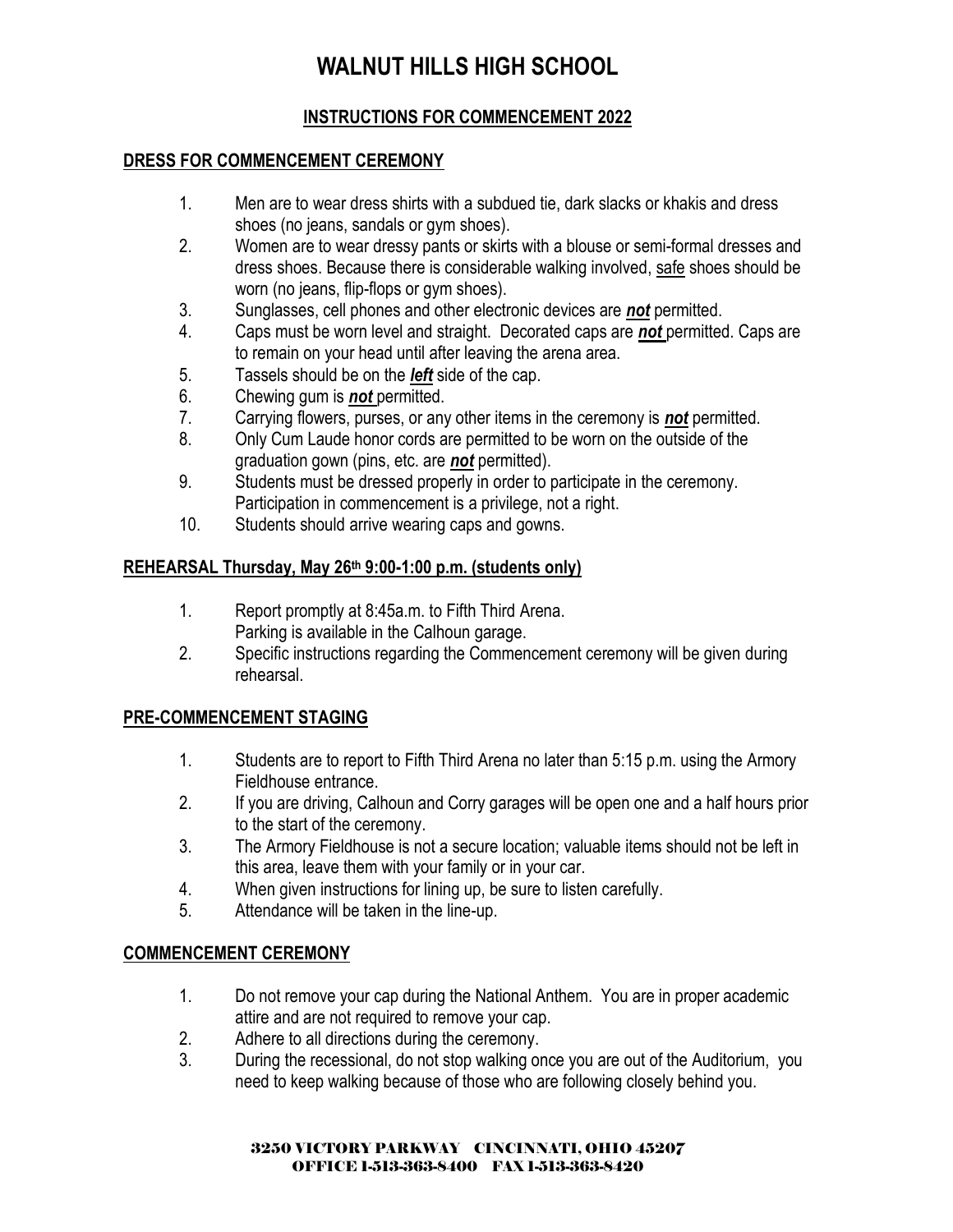# WALNUT HILLS HIGH SCHOOL

## INSTRUCTIONS FOR COMMENCEMENT 2022

### DRESS FOR COMMENCEMENT CEREMONY

1. Men are to wear dress shirts with a subdued tie, dark slacks or khakis and dress shoes (no jeans, sandals or gym shoes).
2. Women are to wear dressy pants or skirts with a blouse or semi-formal dresses and dress shoes. Because there is considerable walking involved, safe shoes should be worn (no jeans, flip-flops or gym shoes).
3. Sunglasses, cell phones and other electronic devices are ***not*** permitted.
4. Caps must be worn level and straight. Decorated caps are ***not*** permitted. Caps are to remain on your head until after leaving the arena area.
5. Tassels should be on the ***left*** side of the cap.
6. Chewing gum is ***not*** permitted.
7. Carrying flowers, purses, or any other items in the ceremony is ***not*** permitted.
8. Only Cum Laude honor cords are permitted to be worn on the outside of the graduation gown (pins, etc. are ***not*** permitted).
9. Students must be dressed properly in order to participate in the ceremony. Participation in commencement is a privilege, not a right.
10. Students should arrive wearing caps and gowns.

### REHEARSAL Thursday, May 26th 9:00-1:00 p.m. (students only)

1. Report promptly at 8:45a.m. to Fifth Third Arena. Parking is available in the Calhoun garage.
2. Specific instructions regarding the Commencement ceremony will be given during rehearsal.

### PRE-COMMENCEMENT STAGING

1. Students are to report to Fifth Third Arena no later than 5:15 p.m. using the Armory Fieldhouse entrance.
2. If you are driving, Calhoun and Corry garages will be open one and a half hours prior to the start of the ceremony.
3. The Armory Fieldhouse is not a secure location; valuable items should not be left in this area, leave them with your family or in your car.
4. When given instructions for lining up, be sure to listen carefully.
5. Attendance will be taken in the line-up.

### COMMENCEMENT CEREMONY

1. Do not remove your cap during the National Anthem. You are in proper academic attire and are not required to remove your cap.
2. Adhere to all directions during the ceremony.
3. During the recessional, do not stop walking once you are out of the Auditorium, you need to keep walking because of those who are following closely behind you.

3250 VICTORY PARKWAY CINCINNATI, OHIO 45207
OFFICE 1-513-363-8400 FAX 1-513-363-8420